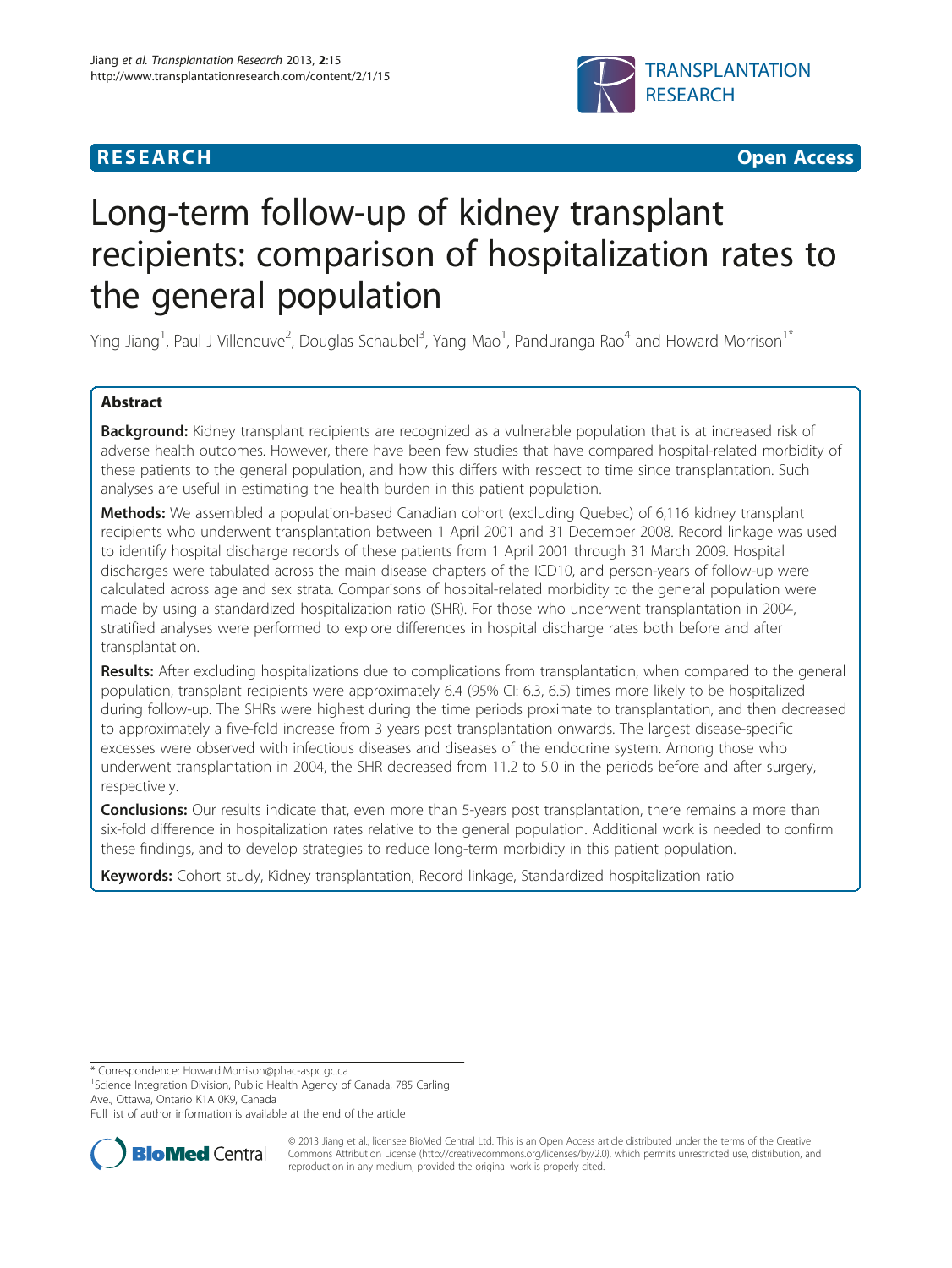**RESEARCH** **Open Access**

# Long-term follow-up of kidney transplant recipients: comparison of hospitalization rates to the general population

Ying Jiang[1], Paul J Villeneuve[2], Douglas Schaubel[3], Yang Mao[1], Panduranga Rao[4] and Howard Morrison[1*]

## Abstract

**Background:** Kidney transplant recipients are recognized as a vulnerable population that is at increased risk of adverse health outcomes. However, there have been few studies that have compared hospital-related morbidity of these patients to the general population, and how this differs with respect to time since transplantation. Such analyses are useful in estimating the health burden in this patient population.

**Methods:** We assembled a population-based Canadian cohort (excluding Quebec) of 6,116 kidney transplant recipients who underwent transplantation between 1 April 2001 and 31 December 2008. Record linkage was used to identify hospital discharge records of these patients from 1 April 2001 through 31 March 2009. Hospital discharges were tabulated across the main disease chapters of the ICD10, and person-years of follow-up were calculated across age and sex strata. Comparisons of hospital-related morbidity to the general population were made by using a standardized hospitalization ratio (SHR). For those who underwent transplantation in 2004, stratified analyses were performed to explore differences in hospital discharge rates both before and after transplantation.

**Results:** After excluding hospitalizations due to complications from transplantation, when compared to the general population, transplant recipients were approximately 6.4 (95% CI: 6.3, 6.5) times more likely to be hospitalized during follow-up. The SHRs were highest during the time periods proximate to transplantation, and then decreased to approximately a five-fold increase from 3 years post transplantation onwards. The largest disease-specific excesses were observed with infectious diseases and diseases of the endocrine system. Among those who underwent transplantation in 2004, the SHR decreased from 11.2 to 5.0 in the periods before and after surgery, respectively.

**Conclusions:** Our results indicate that, even more than 5-years post transplantation, there remains a more than six-fold difference in hospitalization rates relative to the general population. Additional work is needed to confirm these findings, and to develop strategies to reduce long-term morbidity in this patient population.

**Keywords:** Cohort study, Kidney transplantation, Record linkage, Standardized hospitalization ratio

\* Correspondence: Howard.Morrison@phac-aspc.gc.ca
[1]Science Integration Division, Public Health Agency of Canada, 785 Carling Ave., Ottawa, Ontario K1A 0K9, Canada
Full list of author information is available at the end of the article

© 2013 Jiang et al.; licensee BioMed Central Ltd. This is an Open Access article distributed under the terms of the Creative Commons Attribution License (http://creativecommons.org/licenses/by/2.0), which permits unrestricted use, distribution, and reproduction in any medium, provided the original work is properly cited.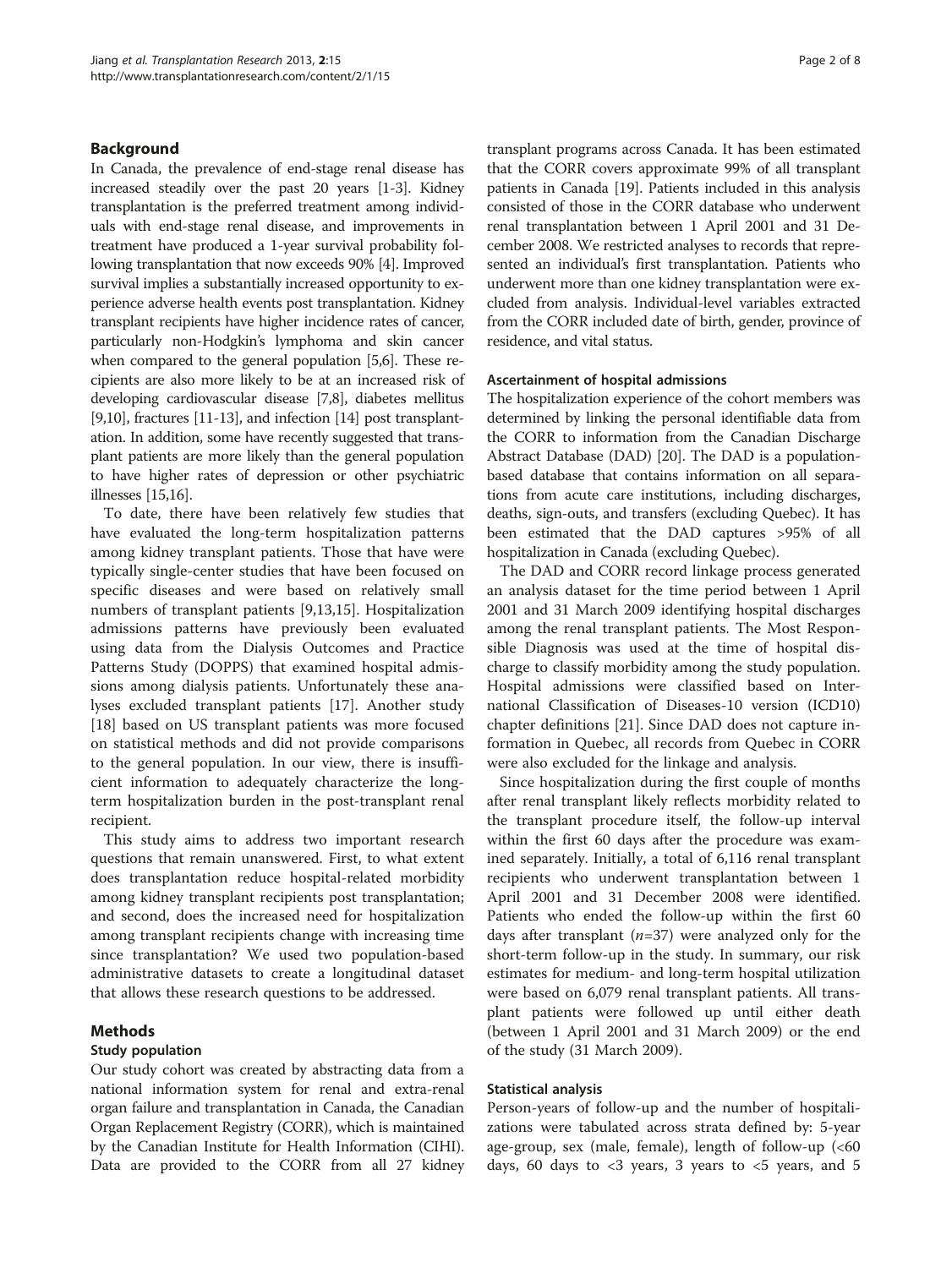## Background

In Canada, the prevalence of end-stage renal disease has increased steadily over the past 20 years [1-3]. Kidney transplantation is the preferred treatment among individuals with end-stage renal disease, and improvements in treatment have produced a 1-year survival probability following transplantation that now exceeds 90% [4]. Improved survival implies a substantially increased opportunity to experience adverse health events post transplantation. Kidney transplant recipients have higher incidence rates of cancer, particularly non-Hodgkin's lymphoma and skin cancer when compared to the general population [5,6]. These recipients are also more likely to be at an increased risk of developing cardiovascular disease [7,8], diabetes mellitus [9,10], fractures [11-13], and infection [14] post transplantation. In addition, some have recently suggested that transplant patients are more likely than the general population to have higher rates of depression or other psychiatric illnesses [15,16].

To date, there have been relatively few studies that have evaluated the long-term hospitalization patterns among kidney transplant patients. Those that have were typically single-center studies that have been focused on specific diseases and were based on relatively small numbers of transplant patients [9,13,15]. Hospitalization admissions patterns have previously been evaluated using data from the Dialysis Outcomes and Practice Patterns Study (DOPPS) that examined hospital admissions among dialysis patients. Unfortunately these analyses excluded transplant patients [17]. Another study [18] based on US transplant patients was more focused on statistical methods and did not provide comparisons to the general population. In our view, there is insufficient information to adequately characterize the long-term hospitalization burden in the post-transplant renal recipient.

This study aims to address two important research questions that remain unanswered. First, to what extent does transplantation reduce hospital-related morbidity among kidney transplant recipients post transplantation; and second, does the increased need for hospitalization among transplant recipients change with increasing time since transplantation? We used two population-based administrative datasets to create a longitudinal dataset that allows these research questions to be addressed.

## Methods

### Study population

Our study cohort was created by abstracting data from a national information system for renal and extra-renal organ failure and transplantation in Canada, the Canadian Organ Replacement Registry (CORR), which is maintained by the Canadian Institute for Health Information (CIHI). Data are provided to the CORR from all 27 kidney transplant programs across Canada. It has been estimated that the CORR covers approximate 99% of all transplant patients in Canada [19]. Patients included in this analysis consisted of those in the CORR database who underwent renal transplantation between 1 April 2001 and 31 December 2008. We restricted analyses to records that represented an individual's first transplantation. Patients who underwent more than one kidney transplantation were excluded from analysis. Individual-level variables extracted from the CORR included date of birth, gender, province of residence, and vital status.

### Ascertainment of hospital admissions

The hospitalization experience of the cohort members was determined by linking the personal identifiable data from the CORR to information from the Canadian Discharge Abstract Database (DAD) [20]. The DAD is a population-based database that contains information on all separations from acute care institutions, including discharges, deaths, sign-outs, and transfers (excluding Quebec). It has been estimated that the DAD captures >95% of all hospitalization in Canada (excluding Quebec).

The DAD and CORR record linkage process generated an analysis dataset for the time period between 1 April 2001 and 31 March 2009 identifying hospital discharges among the renal transplant patients. The Most Responsible Diagnosis was used at the time of hospital discharge to classify morbidity among the study population. Hospital admissions were classified based on International Classification of Diseases-10 version (ICD10) chapter definitions [21]. Since DAD does not capture information in Quebec, all records from Quebec in CORR were also excluded for the linkage and analysis.

Since hospitalization during the first couple of months after renal transplant likely reflects morbidity related to the transplant procedure itself, the follow-up interval within the first 60 days after the procedure was examined separately. Initially, a total of 6,116 renal transplant recipients who underwent transplantation between 1 April 2001 and 31 December 2008 were identified. Patients who ended the follow-up within the first 60 days after transplant ($n$=37) were analyzed only for the short-term follow-up in the study. In summary, our risk estimates for medium- and long-term hospital utilization were based on 6,079 renal transplant patients. All transplant patients were followed up until either death (between 1 April 2001 and 31 March 2009) or the end of the study (31 March 2009).

### Statistical analysis

Person-years of follow-up and the number of hospitalizations were tabulated across strata defined by: 5-year age-group, sex (male, female), length of follow-up (<60 days, 60 days to <3 years, 3 years to <5 years, and 5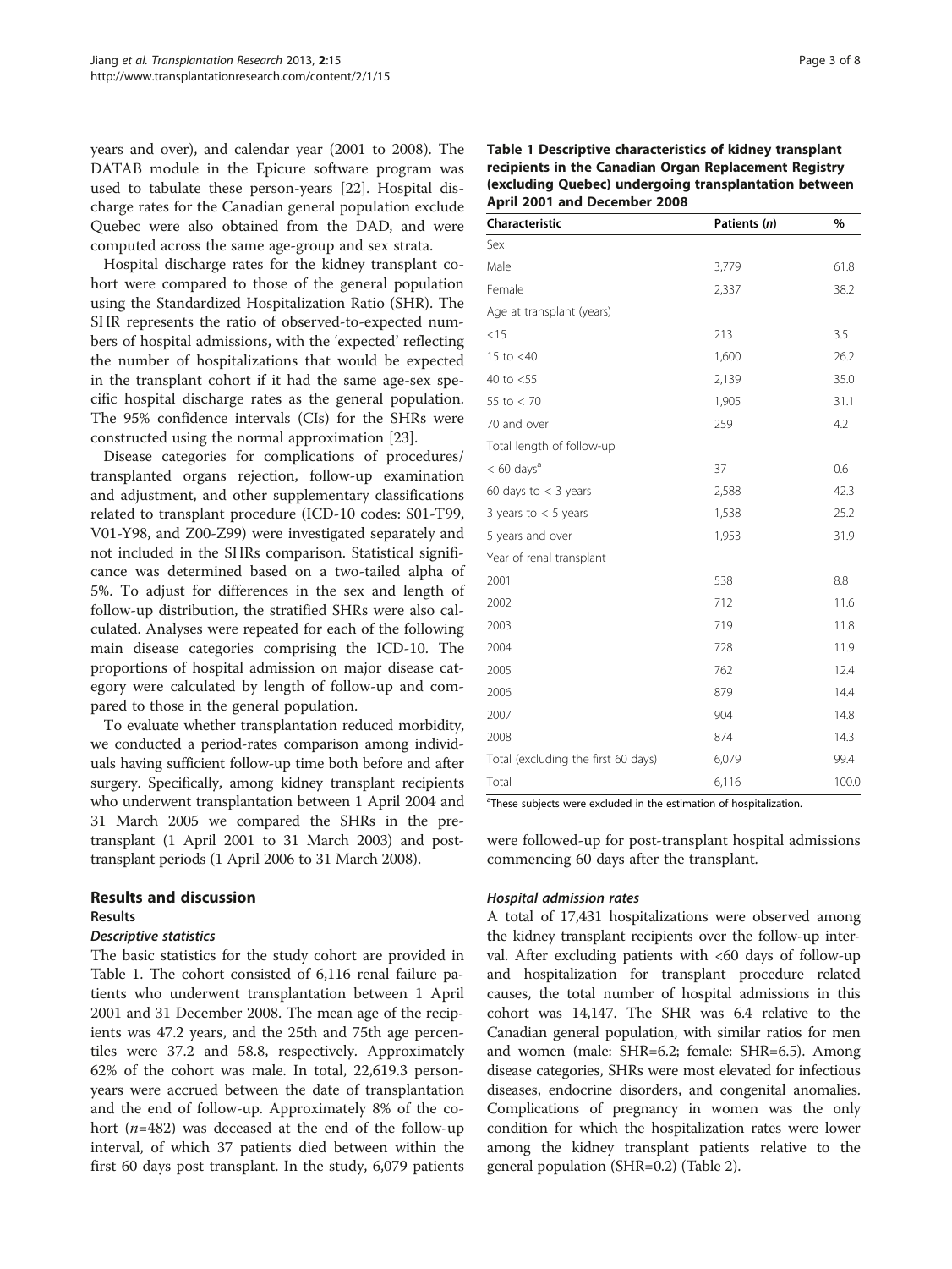years and over), and calendar year (2001 to 2008). The DATAB module in the Epicure software program was used to tabulate these person-years [22]. Hospital discharge rates for the Canadian general population exclude Quebec were also obtained from the DAD, and were computed across the same age-group and sex strata.

Hospital discharge rates for the kidney transplant cohort were compared to those of the general population using the Standardized Hospitalization Ratio (SHR). The SHR represents the ratio of observed-to-expected numbers of hospital admissions, with the 'expected' reflecting the number of hospitalizations that would be expected in the transplant cohort if it had the same age-sex specific hospital discharge rates as the general population. The 95% confidence intervals (CIs) for the SHRs were constructed using the normal approximation [23].

Disease categories for complications of procedures/transplanted organs rejection, follow-up examination and adjustment, and other supplementary classifications related to transplant procedure (ICD-10 codes: S01-T99, V01-Y98, and Z00-Z99) were investigated separately and not included in the SHRs comparison. Statistical significance was determined based on a two-tailed alpha of 5%. To adjust for differences in the sex and length of follow-up distribution, the stratified SHRs were also calculated. Analyses were repeated for each of the following main disease categories comprising the ICD-10. The proportions of hospital admission on major disease category were calculated by length of follow-up and compared to those in the general population.

To evaluate whether transplantation reduced morbidity, we conducted a period-rates comparison among individuals having sufficient follow-up time both before and after surgery. Specifically, among kidney transplant recipients who underwent transplantation between 1 April 2004 and 31 March 2005 we compared the SHRs in the pre-transplant (1 April 2001 to 31 March 2003) and post-transplant periods (1 April 2006 to 31 March 2008).

## Results and discussion

### Results

#### *Descriptive statistics*

The basic statistics for the study cohort are provided in Table 1. The cohort consisted of 6,116 renal failure patients who underwent transplantation between 1 April 2001 and 31 December 2008. The mean age of the recipients was 47.2 years, and the 25th and 75th age percentiles were 37.2 and 58.8, respectively. Approximately 62% of the cohort was male. In total, 22,619.3 person-years were accrued between the date of transplantation and the end of follow-up. Approximately 8% of the cohort ($n$=482) was deceased at the end of the follow-up interval, of which 37 patients died between within the first 60 days post transplant. In the study, 6,079 patients were followed-up for post-transplant hospital admissions commencing 60 days after the transplant.

**Table 1 Descriptive characteristics of kidney transplant recipients in the Canadian Organ Replacement Registry (excluding Quebec) undergoing transplantation between April 2001 and December 2008**

| Characteristic | Patients ($n$) | % |
|---|---|---|
| Sex | | |
| Male | 3,779 | 61.8 |
| Female | 2,337 | 38.2 |
| Age at transplant (years) | | |
| <15 | 213 | 3.5 |
| 15 to <40 | 1,600 | 26.2 |
| 40 to <55 | 2,139 | 35.0 |
| 55 to < 70 | 1,905 | 31.1 |
| 70 and over | 259 | 4.2 |
| Total length of follow-up | | |
| < 60 days[a] | 37 | 0.6 |
| 60 days to < 3 years | 2,588 | 42.3 |
| 3 years to < 5 years | 1,538 | 25.2 |
| 5 years and over | 1,953 | 31.9 |
| Year of renal transplant | | |
| 2001 | 538 | 8.8 |
| 2002 | 712 | 11.6 |
| 2003 | 719 | 11.8 |
| 2004 | 728 | 11.9 |
| 2005 | 762 | 12.4 |
| 2006 | 879 | 14.4 |
| 2007 | 904 | 14.8 |
| 2008 | 874 | 14.3 |
| Total (excluding the first 60 days) | 6,079 | 99.4 |
| Total | 6,116 | 100.0 |

[a]These subjects were excluded in the estimation of hospitalization.

#### *Hospital admission rates*

A total of 17,431 hospitalizations were observed among the kidney transplant recipients over the follow-up interval. After excluding patients with <60 days of follow-up and hospitalization for transplant procedure related causes, the total number of hospital admissions in this cohort was 14,147. The SHR was 6.4 relative to the Canadian general population, with similar ratios for men and women (male: SHR=6.2; female: SHR=6.5). Among disease categories, SHRs were most elevated for infectious diseases, endocrine disorders, and congenital anomalies. Complications of pregnancy in women was the only condition for which the hospitalization rates were lower among the kidney transplant patients relative to the general population (SHR=0.2) (Table 2).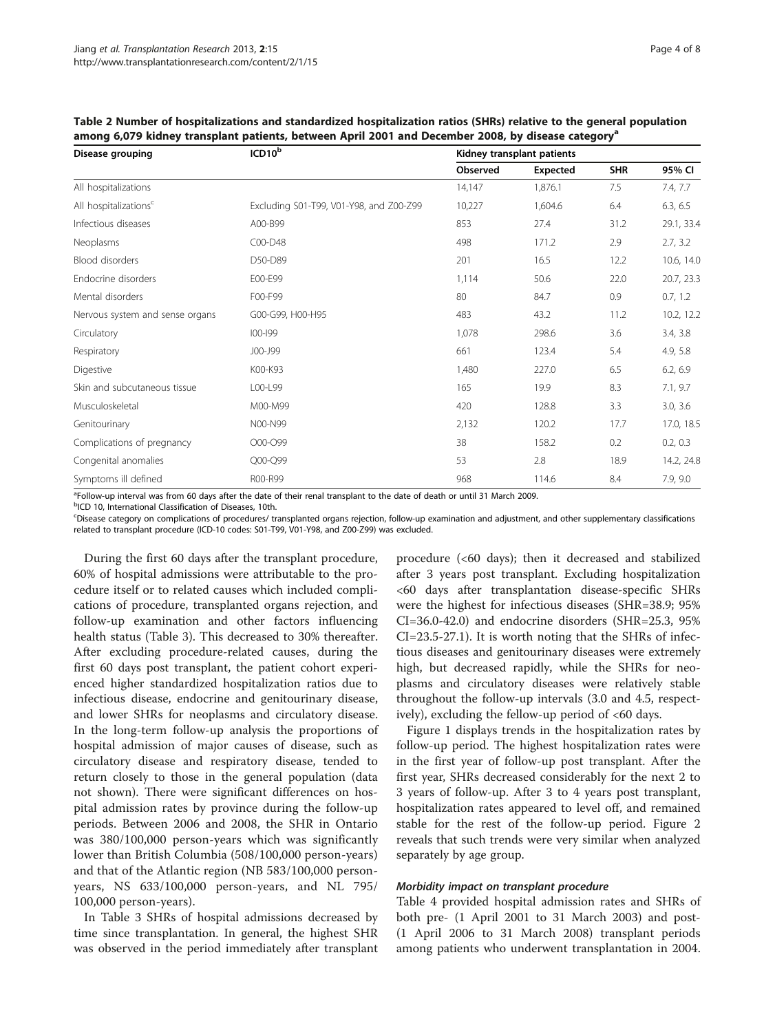**Table 2 Number of hospitalizations and standardized hospitalization ratios (SHRs) relative to the general population among 6,079 kidney transplant patients, between April 2001 and December 2008, by disease category[a]**

| Disease grouping | ICD10[b] | Kidney transplant patients | | | |
|---|---|---|---|---|---|
| | | Observed | Expected | SHR | 95% CI |
| All hospitalizations | | 14,147 | 1,876.1 | 7.5 | 7.4, 7.7 |
| All hospitalizations[c] | Excluding S01-T99, V01-Y98, and Z00-Z99 | 10,227 | 1,604.6 | 6.4 | 6.3, 6.5 |
| Infectious diseases | A00-B99 | 853 | 27.4 | 31.2 | 29.1, 33.4 |
| Neoplasms | C00-D48 | 498 | 171.2 | 2.9 | 2.7, 3.2 |
| Blood disorders | D50-D89 | 201 | 16.5 | 12.2 | 10.6, 14.0 |
| Endocrine disorders | E00-E99 | 1,114 | 50.6 | 22.0 | 20.7, 23.3 |
| Mental disorders | F00-F99 | 80 | 84.7 | 0.9 | 0.7, 1.2 |
| Nervous system and sense organs | G00-G99, H00-H95 | 483 | 43.2 | 11.2 | 10.2, 12.2 |
| Circulatory | I00-I99 | 1,078 | 298.6 | 3.6 | 3.4, 3.8 |
| Respiratory | J00-J99 | 661 | 123.4 | 5.4 | 4.9, 5.8 |
| Digestive | K00-K93 | 1,480 | 227.0 | 6.5 | 6.2, 6.9 |
| Skin and subcutaneous tissue | L00-L99 | 165 | 19.9 | 8.3 | 7.1, 9.7 |
| Musculoskeletal | M00-M99 | 420 | 128.8 | 3.3 | 3.0, 3.6 |
| Genitourinary | N00-N99 | 2,132 | 120.2 | 17.7 | 17.0, 18.5 |
| Complications of pregnancy | O00-O99 | 38 | 158.2 | 0.2 | 0.2, 0.3 |
| Congenital anomalies | Q00-Q99 | 53 | 2.8 | 18.9 | 14.2, 24.8 |
| Symptoms ill defined | R00-R99 | 968 | 114.6 | 8.4 | 7.9, 9.0 |

[a]Follow-up interval was from 60 days after the date of their renal transplant to the date of death or until 31 March 2009.
[b]ICD 10, International Classification of Diseases, 10th.
[c]Disease category on complications of procedures/ transplanted organs rejection, follow-up examination and adjustment, and other supplementary classifications related to transplant procedure (ICD-10 codes: S01-T99, V01-Y98, and Z00-Z99) was excluded.

During the first 60 days after the transplant procedure, 60% of hospital admissions were attributable to the procedure itself or to related causes which included complications of procedure, transplanted organs rejection, and follow-up examination and other factors influencing health status (Table 3). This decreased to 30% thereafter. After excluding procedure-related causes, during the first 60 days post transplant, the patient cohort experienced higher standardized hospitalization ratios due to infectious disease, endocrine and genitourinary disease, and lower SHRs for neoplasms and circulatory disease. In the long-term follow-up analysis the proportions of hospital admission of major causes of disease, such as circulatory disease and respiratory disease, tended to return closely to those in the general population (data not shown). There were significant differences on hospital admission rates by province during the follow-up periods. Between 2006 and 2008, the SHR in Ontario was 380/100,000 person-years which was significantly lower than British Columbia (508/100,000 person-years) and that of the Atlantic region (NB 583/100,000 person-years, NS 633/100,000 person-years, and NL 795/100,000 person-years).

In Table 3 SHRs of hospital admissions decreased by time since transplantation. In general, the highest SHR was observed in the period immediately after transplant procedure (<60 days); then it decreased and stabilized after 3 years post transplant. Excluding hospitalization <60 days after transplantation disease-specific SHRs were the highest for infectious diseases (SHR=38.9; 95% CI=36.0-42.0) and endocrine disorders (SHR=25.3, 95% CI=23.5-27.1). It is worth noting that the SHRs of infectious diseases and genitourinary diseases were extremely high, but decreased rapidly, while the SHRs for neoplasms and circulatory diseases were relatively stable throughout the follow-up intervals (3.0 and 4.5, respectively), excluding the fellow-up period of <60 days.

Figure 1 displays trends in the hospitalization rates by follow-up period. The highest hospitalization rates were in the first year of follow-up post transplant. After the first year, SHRs decreased considerably for the next 2 to 3 years of follow-up. After 3 to 4 years post transplant, hospitalization rates appeared to level off, and remained stable for the rest of the follow-up period. Figure 2 reveals that such trends were very similar when analyzed separately by age group.

### *Morbidity impact on transplant procedure*

Table 4 provided hospital admission rates and SHRs of both pre- (1 April 2001 to 31 March 2003) and post- (1 April 2006 to 31 March 2008) transplant periods among patients who underwent transplantation in 2004.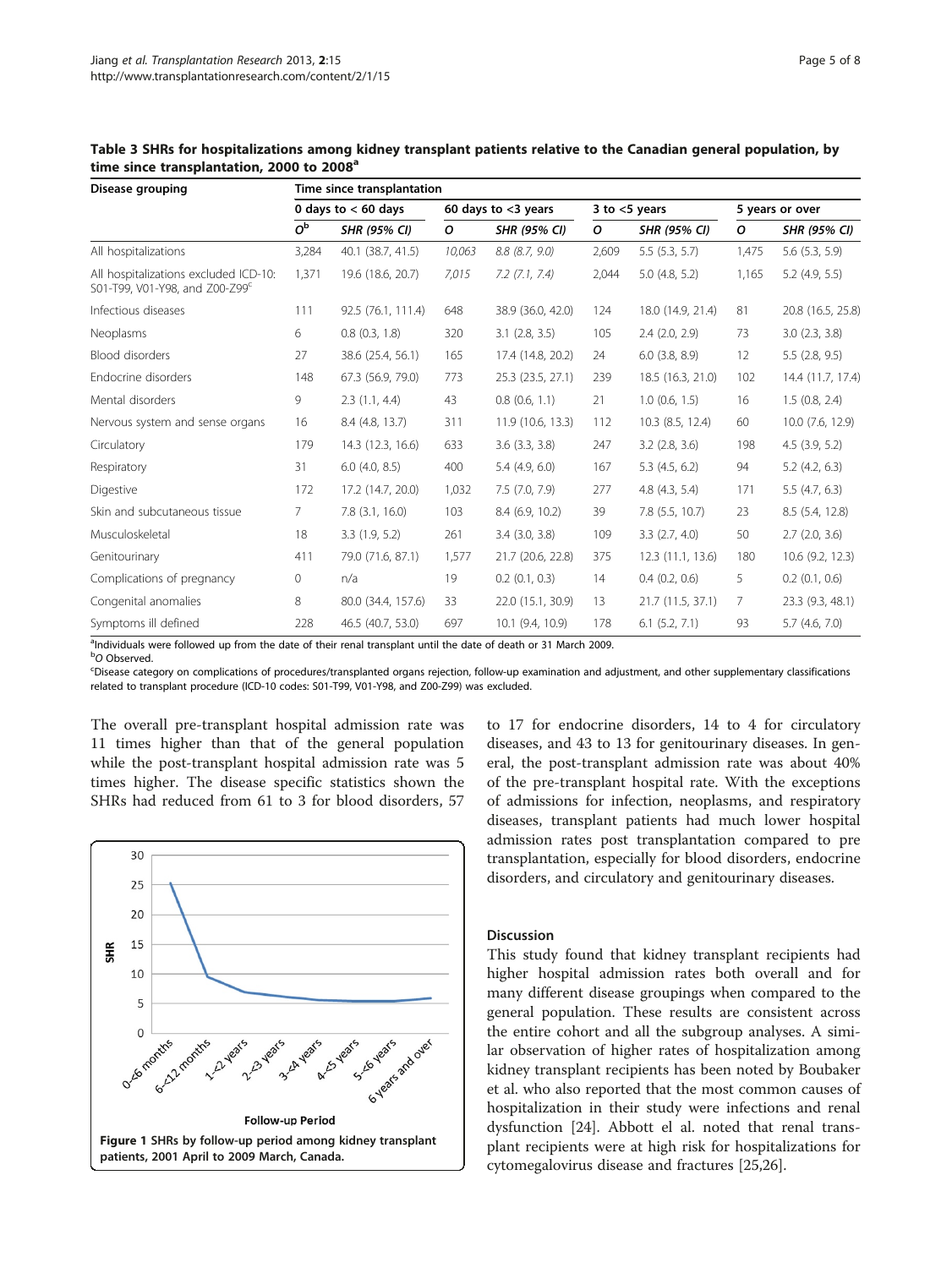**Table 3 SHRs for hospitalizations among kidney transplant patients relative to the Canadian general population, by time since transplantation, 2000 to 2008[a]**

| Disease grouping | Time since transplantation | | | | | | | |
|---|---|---|---|---|---|---|---|---|
| | 0 days to < 60 days | | 60 days to <3 years | | 3 to <5 years | | 5 years or over | |
| | *O*[b] | *SHR (95% CI)* | *O* | *SHR (95% CI)* | *O* | *SHR (95% CI)* | *O* | *SHR (95% CI)* |
| All hospitalizations | 3,284 | 40.1 (38.7, 41.5) | *10,063* | *8.8 (8.7, 9.0)* | 2,609 | 5.5 (5.3, 5.7) | 1,475 | 5.6 (5.3, 5.9) |
| All hospitalizations excluded ICD-10: S01-T99, V01-Y98, and Z00-Z99[c] | 1,371 | 19.6 (18.6, 20.7) | *7,015* | *7.2 (7.1, 7.4)* | 2,044 | 5.0 (4.8, 5.2) | 1,165 | 5.2 (4.9, 5.5) |
| Infectious diseases | 111 | 92.5 (76.1, 111.4) | 648 | 38.9 (36.0, 42.0) | 124 | 18.0 (14.9, 21.4) | 81 | 20.8 (16.5, 25.8) |
| Neoplasms | 6 | 0.8 (0.3, 1.8) | 320 | 3.1 (2.8, 3.5) | 105 | 2.4 (2.0, 2.9) | 73 | 3.0 (2.3, 3.8) |
| Blood disorders | 27 | 38.6 (25.4, 56.1) | 165 | 17.4 (14.8, 20.2) | 24 | 6.0 (3.8, 8.9) | 12 | 5.5 (2.8, 9.5) |
| Endocrine disorders | 148 | 67.3 (56.9, 79.0) | 773 | 25.3 (23.5, 27.1) | 239 | 18.5 (16.3, 21.0) | 102 | 14.4 (11.7, 17.4) |
| Mental disorders | 9 | 2.3 (1.1, 4.4) | 43 | 0.8 (0.6, 1.1) | 21 | 1.0 (0.6, 1.5) | 16 | 1.5 (0.8, 2.4) |
| Nervous system and sense organs | 16 | 8.4 (4.8, 13.7) | 311 | 11.9 (10.6, 13.3) | 112 | 10.3 (8.5, 12.4) | 60 | 10.0 (7.6, 12.9) |
| Circulatory | 179 | 14.3 (12.3, 16.6) | 633 | 3.6 (3.3, 3.8) | 247 | 3.2 (2.8, 3.6) | 198 | 4.5 (3.9, 5.2) |
| Respiratory | 31 | 6.0 (4.0, 8.5) | 400 | 5.4 (4.9, 6.0) | 167 | 5.3 (4.5, 6.2) | 94 | 5.2 (4.2, 6.3) |
| Digestive | 172 | 17.2 (14.7, 20.0) | 1,032 | 7.5 (7.0, 7.9) | 277 | 4.8 (4.3, 5.4) | 171 | 5.5 (4.7, 6.3) |
| Skin and subcutaneous tissue | 7 | 7.8 (3.1, 16.0) | 103 | 8.4 (6.9, 10.2) | 39 | 7.8 (5.5, 10.7) | 23 | 8.5 (5.4, 12.8) |
| Musculoskeletal | 18 | 3.3 (1.9, 5.2) | 261 | 3.4 (3.0, 3.8) | 109 | 3.3 (2.7, 4.0) | 50 | 2.7 (2.0, 3.6) |
| Genitourinary | 411 | 79.0 (71.6, 87.1) | 1,577 | 21.7 (20.6, 22.8) | 375 | 12.3 (11.1, 13.6) | 180 | 10.6 (9.2, 12.3) |
| Complications of pregnancy | 0 | n/a | 19 | 0.2 (0.1, 0.3) | 14 | 0.4 (0.2, 0.6) | 5 | 0.2 (0.1, 0.6) |
| Congenital anomalies | 8 | 80.0 (34.4, 157.6) | 33 | 22.0 (15.1, 30.9) | 13 | 21.7 (11.5, 37.1) | 7 | 23.3 (9.3, 48.1) |
| Symptoms ill defined | 228 | 46.5 (40.7, 53.0) | 697 | 10.1 (9.4, 10.9) | 178 | 6.1 (5.2, 7.1) | 93 | 5.7 (4.6, 7.0) |

[a]Individuals were followed up from the date of their renal transplant until the date of death or 31 March 2009.
[b]*O* Observed.
[c]Disease category on complications of procedures/transplanted organs rejection, follow-up examination and adjustment, and other supplementary classifications related to transplant procedure (ICD-10 codes: S01-T99, V01-Y98, and Z00-Z99) was excluded.

The overall pre-transplant hospital admission rate was 11 times higher than that of the general population while the post-transplant hospital admission rate was 5 times higher. The disease specific statistics shown the SHRs had reduced from 61 to 3 for blood disorders, 57 to 17 for endocrine disorders, 14 to 4 for circulatory diseases, and 43 to 13 for genitourinary diseases. In general, the post-transplant admission rate was about 40% of the pre-transplant hospital rate. With the exceptions of admissions for infection, neoplasms, and respiratory diseases, transplant patients had much lower hospital admission rates post transplantation compared to pre transplantation, especially for blood disorders, endocrine disorders, and circulatory and genitourinary diseases.

**Figure 1 SHRs by follow-up period among kidney transplant patients, 2001 April to 2009 March, Canada.**

## Discussion

This study found that kidney transplant recipients had higher hospital admission rates both overall and for many different disease groupings when compared to the general population. These results are consistent across the entire cohort and all the subgroup analyses. A similar observation of higher rates of hospitalization among kidney transplant recipients has been noted by Boubaker et al. who also reported that the most common causes of hospitalization in their study were infections and renal dysfunction [24]. Abbott el al. noted that renal transplant recipients were at high risk for hospitalizations for cytomegalovirus disease and fractures [25,26].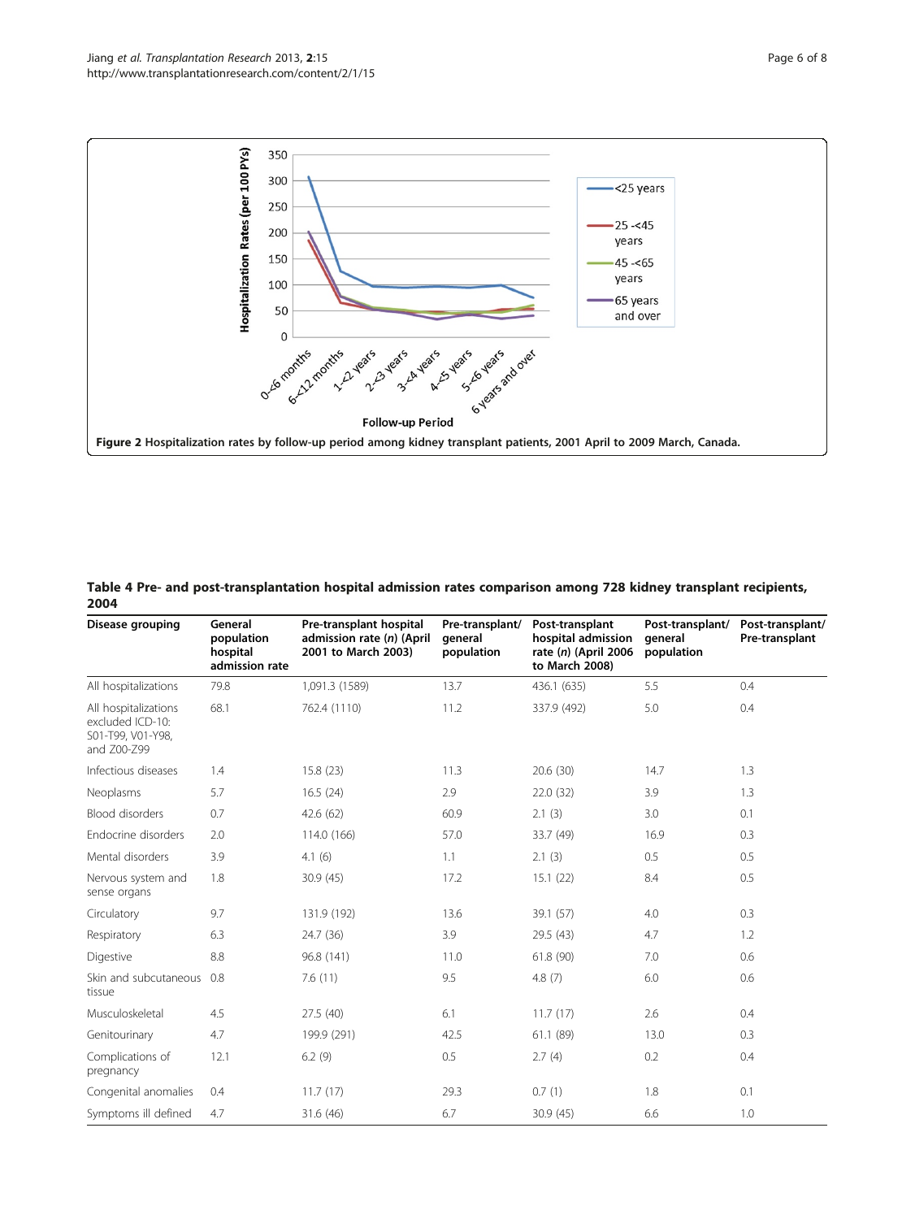**Figure 2 Hospitalization rates by follow-up period among kidney transplant patients, 2001 April to 2009 March, Canada.**

**Table 4 Pre- and post-transplantation hospital admission rates comparison among 728 kidney transplant recipients, 2004**

| Disease grouping | General population hospital admission rate | Pre-transplant hospital admission rate (*n*) (April 2001 to March 2003) | Pre-transplant/ general population | Post-transplant hospital admission rate (*n*) (April 2006 to March 2008) | Post-transplant/ general population | Post-transplant/ Pre-transplant |
|---|---|---|---|---|---|---|
| All hospitalizations | 79.8 | 1,091.3 (1589) | 13.7 | 436.1 (635) | 5.5 | 0.4 |
| All hospitalizations excluded ICD-10: S01-T99, V01-Y98, and Z00-Z99 | 68.1 | 762.4 (1110) | 11.2 | 337.9 (492) | 5.0 | 0.4 |
| Infectious diseases | 1.4 | 15.8 (23) | 11.3 | 20.6 (30) | 14.7 | 1.3 |
| Neoplasms | 5.7 | 16.5 (24) | 2.9 | 22.0 (32) | 3.9 | 1.3 |
| Blood disorders | 0.7 | 42.6 (62) | 60.9 | 2.1 (3) | 3.0 | 0.1 |
| Endocrine disorders | 2.0 | 114.0 (166) | 57.0 | 33.7 (49) | 16.9 | 0.3 |
| Mental disorders | 3.9 | 4.1 (6) | 1.1 | 2.1 (3) | 0.5 | 0.5 |
| Nervous system and sense organs | 1.8 | 30.9 (45) | 17.2 | 15.1 (22) | 8.4 | 0.5 |
| Circulatory | 9.7 | 131.9 (192) | 13.6 | 39.1 (57) | 4.0 | 0.3 |
| Respiratory | 6.3 | 24.7 (36) | 3.9 | 29.5 (43) | 4.7 | 1.2 |
| Digestive | 8.8 | 96.8 (141) | 11.0 | 61.8 (90) | 7.0 | 0.6 |
| Skin and subcutaneous tissue | 0.8 | 7.6 (11) | 9.5 | 4.8 (7) | 6.0 | 0.6 |
| Musculoskeletal | 4.5 | 27.5 (40) | 6.1 | 11.7 (17) | 2.6 | 0.4 |
| Genitourinary | 4.7 | 199.9 (291) | 42.5 | 61.1 (89) | 13.0 | 0.3 |
| Complications of pregnancy | 12.1 | 6.2 (9) | 0.5 | 2.7 (4) | 0.2 | 0.4 |
| Congenital anomalies | 0.4 | 11.7 (17) | 29.3 | 0.7 (1) | 1.8 | 0.1 |
| Symptoms ill defined | 4.7 | 31.6 (46) | 6.7 | 30.9 (45) | 6.6 | 1.0 |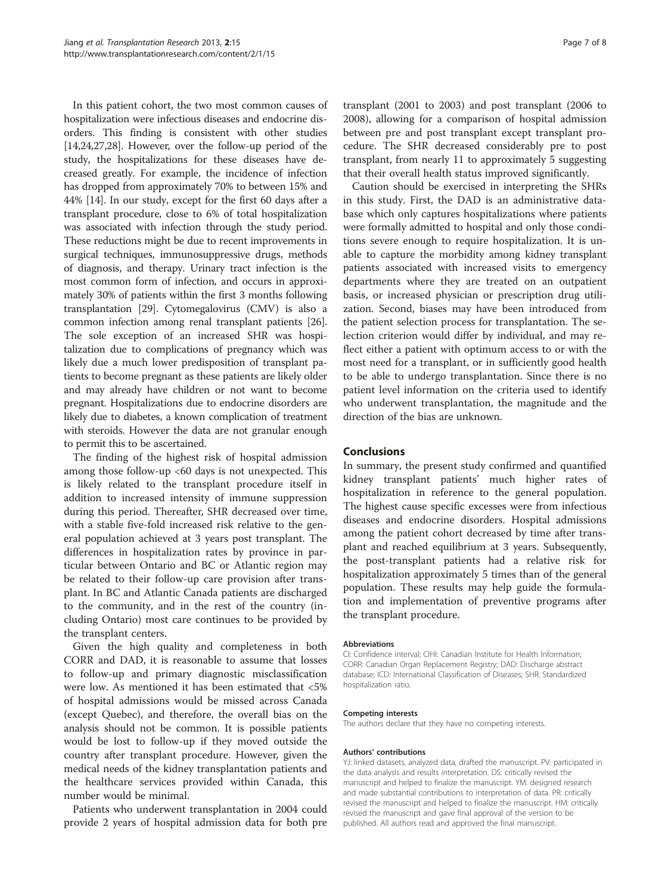In this patient cohort, the two most common causes of hospitalization were infectious diseases and endocrine disorders. This finding is consistent with other studies [14,24,27,28]. However, over the follow-up period of the study, the hospitalizations for these diseases have decreased greatly. For example, the incidence of infection has dropped from approximately 70% to between 15% and 44% [14]. In our study, except for the first 60 days after a transplant procedure, close to 6% of total hospitalization was associated with infection through the study period. These reductions might be due to recent improvements in surgical techniques, immunosuppressive drugs, methods of diagnosis, and therapy. Urinary tract infection is the most common form of infection, and occurs in approximately 30% of patients within the first 3 months following transplantation [29]. Cytomegalovirus (CMV) is also a common infection among renal transplant patients [26]. The sole exception of an increased SHR was hospitalization due to complications of pregnancy which was likely due a much lower predisposition of transplant patients to become pregnant as these patients are likely older and may already have children or not want to become pregnant. Hospitalizations due to endocrine disorders are likely due to diabetes, a known complication of treatment with steroids. However the data are not granular enough to permit this to be ascertained.

The finding of the highest risk of hospital admission among those follow-up <60 days is not unexpected. This is likely related to the transplant procedure itself in addition to increased intensity of immune suppression during this period. Thereafter, SHR decreased over time, with a stable five-fold increased risk relative to the general population achieved at 3 years post transplant. The differences in hospitalization rates by province in particular between Ontario and BC or Atlantic region may be related to their follow-up care provision after transplant. In BC and Atlantic Canada patients are discharged to the community, and in the rest of the country (including Ontario) most care continues to be provided by the transplant centers.

Given the high quality and completeness in both CORR and DAD, it is reasonable to assume that losses to follow-up and primary diagnostic misclassification were low. As mentioned it has been estimated that <5% of hospital admissions would be missed across Canada (except Quebec), and therefore, the overall bias on the analysis should not be common. It is possible patients would be lost to follow-up if they moved outside the country after transplant procedure. However, given the medical needs of the kidney transplantation patients and the healthcare services provided within Canada, this number would be minimal.

Patients who underwent transplantation in 2004 could provide 2 years of hospital admission data for both pre transplant (2001 to 2003) and post transplant (2006 to 2008), allowing for a comparison of hospital admission between pre and post transplant except transplant procedure. The SHR decreased considerably pre to post transplant, from nearly 11 to approximately 5 suggesting that their overall health status improved significantly.

Caution should be exercised in interpreting the SHRs in this study. First, the DAD is an administrative database which only captures hospitalizations where patients were formally admitted to hospital and only those conditions severe enough to require hospitalization. It is unable to capture the morbidity among kidney transplant patients associated with increased visits to emergency departments where they are treated on an outpatient basis, or increased physician or prescription drug utilization. Second, biases may have been introduced from the patient selection process for transplantation. The selection criterion would differ by individual, and may reflect either a patient with optimum access to or with the most need for a transplant, or in sufficiently good health to be able to undergo transplantation. Since there is no patient level information on the criteria used to identify who underwent transplantation, the magnitude and the direction of the bias are unknown.

## Conclusions

In summary, the present study confirmed and quantified kidney transplant patients' much higher rates of hospitalization in reference to the general population. The highest cause specific excesses were from infectious diseases and endocrine disorders. Hospital admissions among the patient cohort decreased by time after transplant and reached equilibrium at 3 years. Subsequently, the post-transplant patients had a relative risk for hospitalization approximately 5 times than of the general population. These results may help guide the formulation and implementation of preventive programs after the transplant procedure.

#### Abbreviations

CI: Confidence interval; CIHI: Canadian Institute for Health Information; CORR: Canadian Organ Replacement Registry; DAD: Discharge abstract database; ICD: International Classification of Diseases; SHR: Standardized hospitalization ratio.

#### Competing interests

The authors declare that they have no competing interests.

#### Authors' contributions

YJ: linked datasets, analyzed data, drafted the manuscript. PV: participated in the data analysis and results interpretation. DS: critically revised the manuscript and helped to finalize the manuscript. YM: designed research and made substantial contributions to interpretation of data. PR: critically revised the manuscript and helped to finalize the manuscript. HM: critically revised the manuscript and gave final approval of the version to be published. All authors read and approved the final manuscript.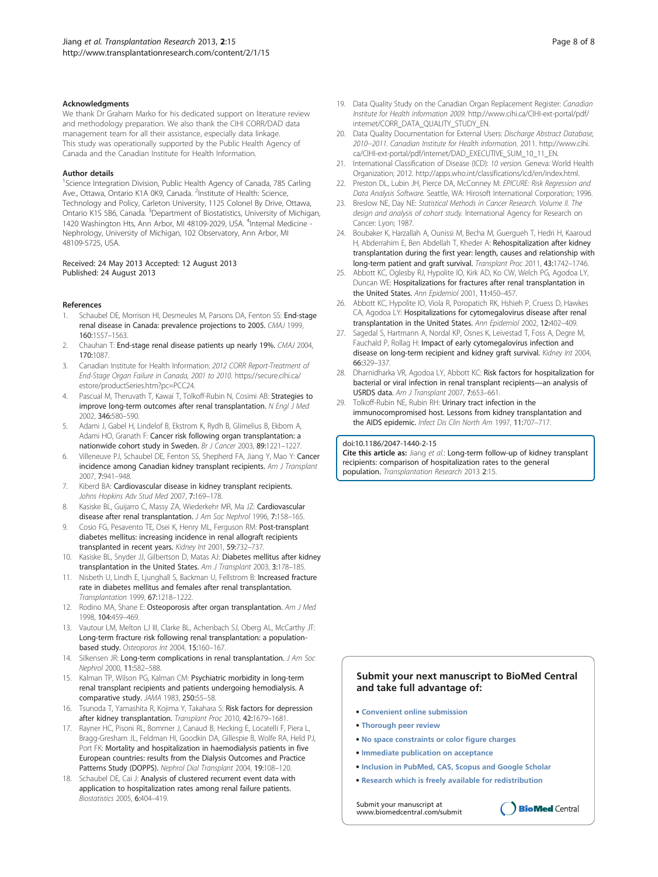### Acknowledgments

We thank Dr Graham Marko for his dedicated support on literature review and methodology preparation. We also thank the CIHI CORR/DAD data management team for all their assistance, especially data linkage. This study was operationally supported by the Public Health Agency of Canada and the Canadian Institute for Health Information.

### Author details

[1]Science Integration Division, Public Health Agency of Canada, 785 Carling Ave., Ottawa, Ontario K1A 0K9, Canada. [2]Institute of Health: Science, Technology and Policy, Carleton University, 1125 Colonel By Drive, Ottawa, Ontario K1S 5B6, Canada. [3]Department of Biostatistics, University of Michigan, 1420 Washington Hts, Ann Arbor, MI 48109-2029, USA. [4]Internal Medicine - Nephrology, University of Michigan, 102 Observatory, Ann Arbor, MI 48109-5725, USA.

Received: 24 May 2013 Accepted: 12 August 2013
Published: 24 August 2013

### References

1. Schaubel DE, Morrison HI, Desmeules M, Parsons DA, Fenton SS: **End-stage renal disease in Canada: prevalence projections to 2005.** *CMAJ* 1999, **160:**1557–1563.
2. Chauhan T: **End-stage renal disease patients up nearly 19%.** *CMAJ* 2004, **170:**1087.
3. Canadian Institute for Health Information: *2012 CORR Report-Treatment of End-Stage Organ Failure in Canada, 2001 to 2010.* https://secure.cihi.ca/estore/productSeries.htm?pc=PCC24.
4. Pascual M, Theruvath T, Kawai T, Tolkoff-Rubin N, Cosimi AB: **Strategies to improve long-term outcomes after renal transplantation.** *N Engl J Med* 2002, **346:**580–590.
5. Adami J, Gabel H, Lindelof B, Ekstrom K, Rydh B, Glimelius B, Ekbom A, Adami HO, Granath F: **Cancer risk following organ transplantation: a nationwide cohort study in Sweden.** *Br J Cancer* 2003, **89:**1221–1227.
6. Villeneuve PJ, Schaubel DE, Fenton SS, Shepherd FA, Jiang Y, Mao Y: **Cancer incidence among Canadian kidney transplant recipients.** *Am J Transplant* 2007, **7:**941–948.
7. Kiberd BA: **Cardiovascular disease in kidney transplant recipients.** *Johns Hopkins Adv Stud Med* 2007, **7:**169–178.
8. Kasiske BL, Guijarro C, Massy ZA, Wiederkehr MR, Ma JZ: **Cardiovascular disease after renal transplantation.** *J Am Soc Nephrol* 1996, **7:**158–165.
9. Cosio FG, Pesavento TE, Osei K, Henry ML, Ferguson RM: **Post-transplant diabetes mellitus: increasing incidence in renal allograft recipients transplanted in recent years.** *Kidney Int* 2001, **59:**732–737.
10. Kasiske BL, Snyder JJ, Gilbertson D, Matas AJ: **Diabetes mellitus after kidney transplantation in the United States.** *Am J Transplant* 2003, **3:**178–185.
11. Nisbeth U, Lindh E, Ljunghall S, Backman U, Fellstrom B: **Increased fracture rate in diabetes mellitus and females after renal transplantation.** *Transplantation* 1999, **67:**1218–1222.
12. Rodino MA, Shane E: **Osteoporosis after organ transplantation.** *Am J Med* 1998, **104:**459–469.
13. Vautour LM, Melton LJ III, Clarke BL, Achenbach SJ, Oberg AL, McCarthy JT: **Long-term fracture risk following renal transplantation: a population-based study.** *Osteoporos Int* 2004, **15:**160–167.
14. Silkensen JR: **Long-term complications in renal transplantation.** *J Am Soc Nephrol* 2000, **11:**582–588.
15. Kalman TP, Wilson PG, Kalman CM: **Psychiatric morbidity in long-term renal transplant recipients and patients undergoing hemodialysis. A comparative study.** *JAMA* 1983, **250:**55–58.
16. Tsunoda T, Yamashita R, Kojima Y, Takahara S: **Risk factors for depression after kidney transplantation.** *Transplant Proc* 2010, **42:**1679–1681.
17. Rayner HC, Pisoni RL, Bommer J, Canaud B, Hecking E, Locatelli F, Piera L, Bragg-Gresham JL, Feldman HI, Goodkin DA, Gillespie B, Wolfe RA, Held PJ, Port FK: **Mortality and hospitalization in haemodialysis patients in five European countries: results from the Dialysis Outcomes and Practice Patterns Study (DOPPS).** *Nephrol Dial Transplant* 2004, **19:**108–120.
18. Schaubel DE, Cai J: **Analysis of clustered recurrent event data with application to hospitalization rates among renal failure patients.** *Biostatistics* 2005, **6:**404–419.
19. Data Quality Study on the Canadian Organ Replacement Register: *Canadian Institute for Health information 2009.* http://www.cihi.ca/CIHI-ext-portal/pdf/internet/CORR_DATA_QUALITY_STUDY_EN.
20. Data Quality Documentation for External Users: *Discharge Abstract Database, 2010--2011. Canadian Institute for Health information.* 2011. http://www.cihi.ca/CIHI-ext-portal/pdf/internet/DAD_EXECUTIVE_SUM_10_11_EN.
21. International Classification of Disease (ICD): *10 version.* Geneva: World Health Organization; 2012. http://apps.who.int/classifications/icd/en/index.html.
22. Preston DL, Lubin JH, Pierce DA, McConney M: *EPICURE: Risk Regression and Data Analysis Software.* Seattle, WA: Hirosoft International Corporation; 1996.
23. Breslow NE, Day NE: *Statistical Methods in Cancer Research. Volume II. The design and analysis of cohort study.* International Agency for Research on Cancer: Lyon; 1987.
24. Boubaker K, Harzallah A, Ounissi M, Becha M, Guergueh T, Hedri H, Kaaroud H, Abderrahim E, Ben Abdellah T, Kheder A: **Rehospitalization after kidney transplantation during the first year: length, causes and relationship with long-term patient and graft survival.** *Transplant Proc* 2011, **43:**1742–1746.
25. Abbott KC, Oglesby RJ, Hypolite IO, Kirk AD, Ko CW, Welch PG, Agodoa LY, Duncan WE: **Hospitalizations for fractures after renal transplantation in the United States.** *Ann Epidemiol* 2001, **11:**450–457.
26. Abbott KC, Hypolite IO, Viola R, Poropatich RK, Hshieh P, Cruess D, Hawkes CA, Agodoa LY: **Hospitalizations for cytomegalovirus disease after renal transplantation in the United States.** *Ann Epidemiol* 2002, **12:**402–409.
27. Sagedal S, Hartmann A, Nordal KP, Osnes K, Leivestad T, Foss A, Degre M, Fauchald P, Rollag H: **Impact of early cytomegalovirus infection and disease on long-term recipient and kidney graft survival.** *Kidney Int* 2004, **66:**329–337.
28. Dharnidharka VR, Agodoa LY, Abbott KC: **Risk factors for hospitalization for bacterial or viral infection in renal transplant recipients—an analysis of USRDS data.** *Am J Transplant* 2007, **7:**653–661.
29. Tolkoff-Rubin NE, Rubin RH: **Urinary tract infection in the immunocompromised host. Lessons from kidney transplantation and the AIDS epidemic.** *Infect Dis Clin North Am* 1997, **11:**707–717.

doi:10.1186/2047-1440-2-15
**Cite this article as:** Jiang *et al.*: Long-term follow-up of kidney transplant recipients: comparison of hospitalization rates to the general population. *Transplantation Research* 2013 **2**:15.

**Submit your next manuscript to BioMed Central and take full advantage of:**

- **Convenient online submission**
- **Thorough peer review**
- **No space constraints or color figure charges**
- **Immediate publication on acceptance**
- **Inclusion in PubMed, CAS, Scopus and Google Scholar**
- **Research which is freely available for redistribution**

Submit your manuscript at
www.biomedcentral.com/submit

BioMed Central